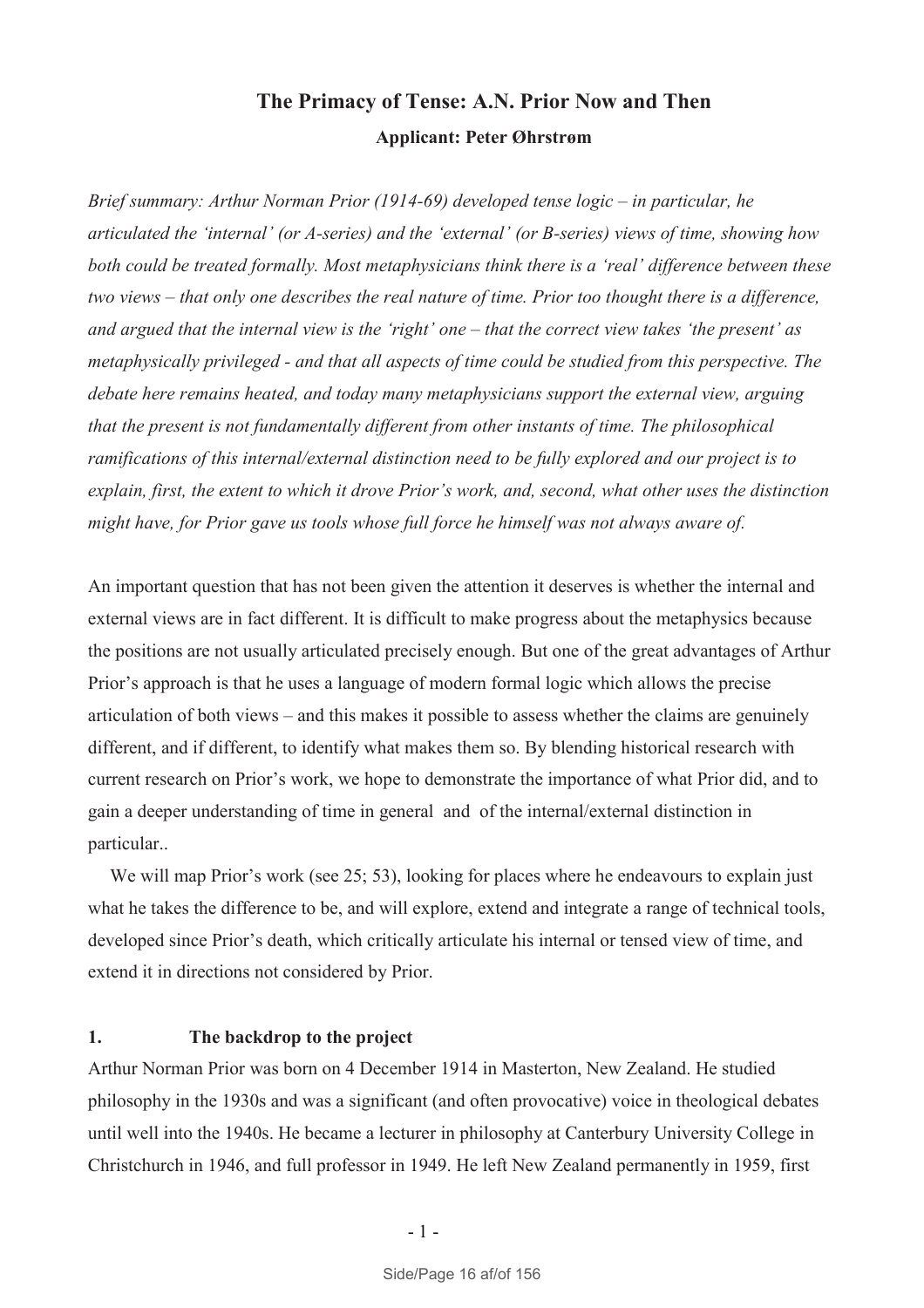# The Primacy of Tense: A.N. Prior Now and Then

**Applicant: Peter Øhrstrøm**

*Brief summary: Arthur Norman Prior (1914-69) developed tense logic – in particular, he articulated the 'internal' (or A-series) and the 'external' (or B-series) views of time, showing how both could be treated formally. Most metaphysicians think there is a 'real' difference between these two views – that only one describes the real nature of time. Prior too thought there is a difference, and argued that the internal view is the 'right' one – that the correct view takes 'the present' as metaphysically privileged - and that all aspects of time could be studied from this perspective. The debate here remains heated, and today many metaphysicians support the external view, arguing that the present is not fundamentally different from other instants of time. The philosophical ramifications of this internal/external distinction need to be fully explored and our project is to explain, first, the extent to which it drove Prior's work, and, second, what other uses the distinction might have, for Prior gave us tools whose full force he himself was not always aware of.*

An important question that has not been given the attention it deserves is whether the internal and external views are in fact different. It is difficult to make progress about the metaphysics because the positions are not usually articulated precisely enough. But one of the great advantages of Arthur Prior's approach is that he uses a language of modern formal logic which allows the precise articulation of both views – and this makes it possible to assess whether the claims are genuinely different, and if different, to identify what makes them so. By blending historical research with current research on Prior's work, we hope to demonstrate the importance of what Prior did, and to gain a deeper understanding of time in general and of the internal/external distinction in particular..

We will map Prior's work (see 25; 53), looking for places where he endeavours to explain just what he takes the difference to be, and will explore, extend and integrate a range of technical tools, developed since Prior's death, which critically articulate his internal or tensed view of time, and extend it in directions not considered by Prior.

## 1. The backdrop to the project

Arthur Norman Prior was born on 4 December 1914 in Masterton, New Zealand. He studied philosophy in the 1930s and was a significant (and often provocative) voice in theological debates until well into the 1940s. He became a lecturer in philosophy at Canterbury University College in Christchurch in 1946, and full professor in 1949. He left New Zealand permanently in 1959, first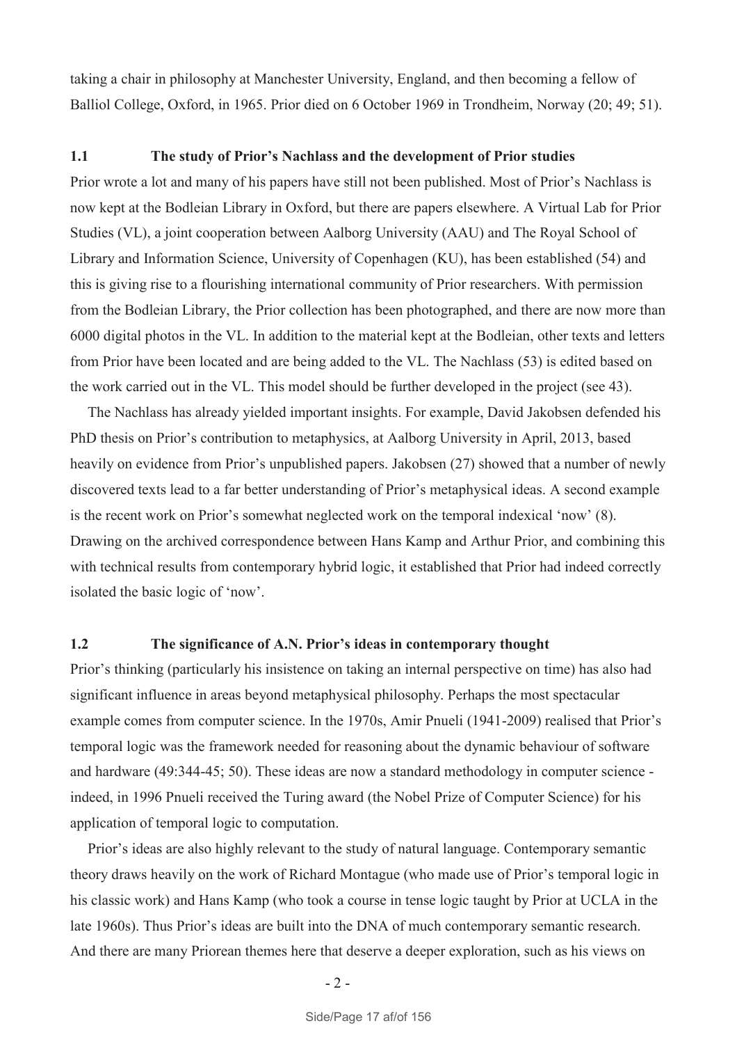taking a chair in philosophy at Manchester University, England, and then becoming a fellow of Balliol College, Oxford, in 1965. Prior died on 6 October 1969 in Trondheim, Norway (20; 49; 51).

### 1.1 The study of Prior's Nachlass and the development of Prior studies

Prior wrote a lot and many of his papers have still not been published. Most of Prior's Nachlass is now kept at the Bodleian Library in Oxford, but there are papers elsewhere. A Virtual Lab for Prior Studies (VL), a joint cooperation between Aalborg University (AAU) and The Royal School of Library and Information Science, University of Copenhagen (KU), has been established (54) and this is giving rise to a flourishing international community of Prior researchers. With permission from the Bodleian Library, the Prior collection has been photographed, and there are now more than 6000 digital photos in the VL. In addition to the material kept at the Bodleian, other texts and letters from Prior have been located and are being added to the VL. The Nachlass (53) is edited based on the work carried out in the VL. This model should be further developed in the project (see 43).

The Nachlass has already yielded important insights. For example, David Jakobsen defended his PhD thesis on Prior's contribution to metaphysics, at Aalborg University in April, 2013, based heavily on evidence from Prior's unpublished papers. Jakobsen (27) showed that a number of newly discovered texts lead to a far better understanding of Prior's metaphysical ideas. A second example is the recent work on Prior's somewhat neglected work on the temporal indexical 'now' (8). Drawing on the archived correspondence between Hans Kamp and Arthur Prior, and combining this with technical results from contemporary hybrid logic, it established that Prior had indeed correctly isolated the basic logic of 'now'.

### 1.2 The significance of A.N. Prior's ideas in contemporary thought

Prior's thinking (particularly his insistence on taking an internal perspective on time) has also had significant influence in areas beyond metaphysical philosophy. Perhaps the most spectacular example comes from computer science. In the 1970s, Amir Pnueli (1941-2009) realised that Prior's temporal logic was the framework needed for reasoning about the dynamic behaviour of software and hardware (49:344-45; 50). These ideas are now a standard methodology in computer science - indeed, in 1996 Pnueli received the Turing award (the Nobel Prize of Computer Science) for his application of temporal logic to computation.

Prior's ideas are also highly relevant to the study of natural language. Contemporary semantic theory draws heavily on the work of Richard Montague (who made use of Prior's temporal logic in his classic work) and Hans Kamp (who took a course in tense logic taught by Prior at UCLA in the late 1960s). Thus Prior's ideas are built into the DNA of much contemporary semantic research. And there are many Priorean themes here that deserve a deeper exploration, such as his views on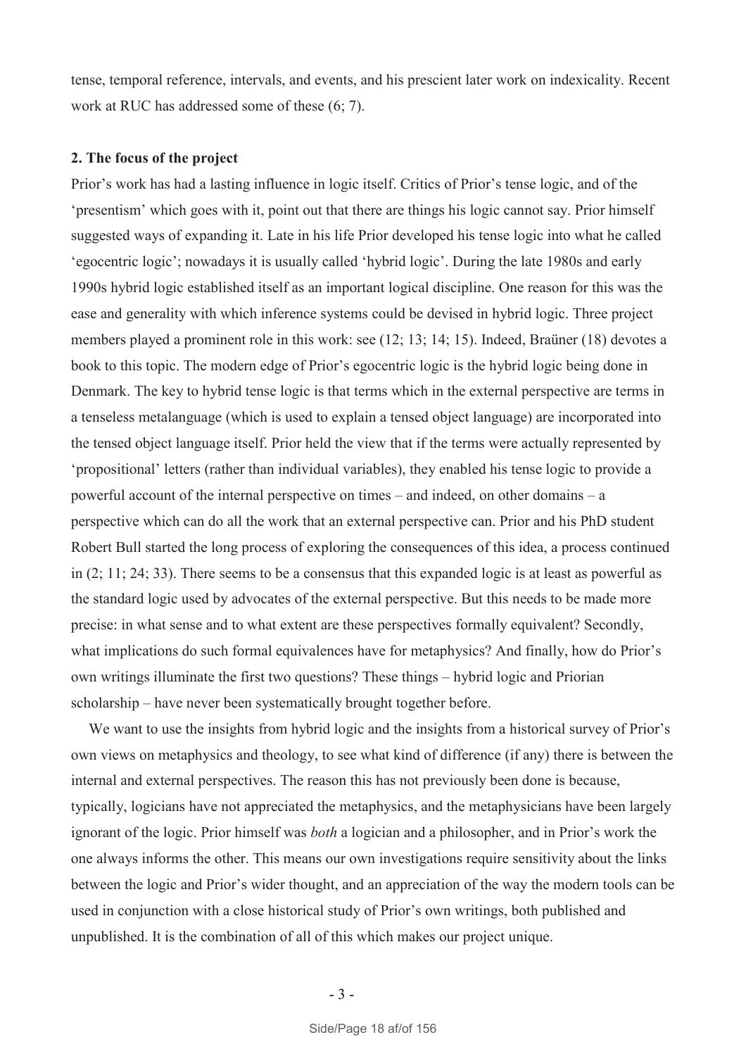tense, temporal reference, intervals, and events, and his prescient later work on indexicality. Recent work at RUC has addressed some of these (6; 7).

**2. The focus of the project**

Prior's work has had a lasting influence in logic itself. Critics of Prior's tense logic, and of the 'presentism' which goes with it, point out that there are things his logic cannot say. Prior himself suggested ways of expanding it. Late in his life Prior developed his tense logic into what he called 'egocentric logic'; nowadays it is usually called 'hybrid logic'. During the late 1980s and early 1990s hybrid logic established itself as an important logical discipline. One reason for this was the ease and generality with which inference systems could be devised in hybrid logic. Three project members played a prominent role in this work: see (12; 13; 14; 15). Indeed, Braüner (18) devotes a book to this topic. The modern edge of Prior's egocentric logic is the hybrid logic being done in Denmark. The key to hybrid tense logic is that terms which in the external perspective are terms in a tenseless metalanguage (which is used to explain a tensed object language) are incorporated into the tensed object language itself. Prior held the view that if the terms were actually represented by 'propositional' letters (rather than individual variables), they enabled his tense logic to provide a powerful account of the internal perspective on times – and indeed, on other domains – a perspective which can do all the work that an external perspective can. Prior and his PhD student Robert Bull started the long process of exploring the consequences of this idea, a process continued in (2; 11; 24; 33). There seems to be a consensus that this expanded logic is at least as powerful as the standard logic used by advocates of the external perspective. But this needs to be made more precise: in what sense and to what extent are these perspectives formally equivalent? Secondly, what implications do such formal equivalences have for metaphysics? And finally, how do Prior's own writings illuminate the first two questions? These things – hybrid logic and Priorian scholarship – have never been systematically brought together before.

We want to use the insights from hybrid logic and the insights from a historical survey of Prior's own views on metaphysics and theology, to see what kind of difference (if any) there is between the internal and external perspectives. The reason this has not previously been done is because, typically, logicians have not appreciated the metaphysics, and the metaphysicians have been largely ignorant of the logic. Prior himself was *both* a logician and a philosopher, and in Prior's work the one always informs the other. This means our own investigations require sensitivity about the links between the logic and Prior's wider thought, and an appreciation of the way the modern tools can be used in conjunction with a close historical study of Prior's own writings, both published and unpublished. It is the combination of all of this which makes our project unique.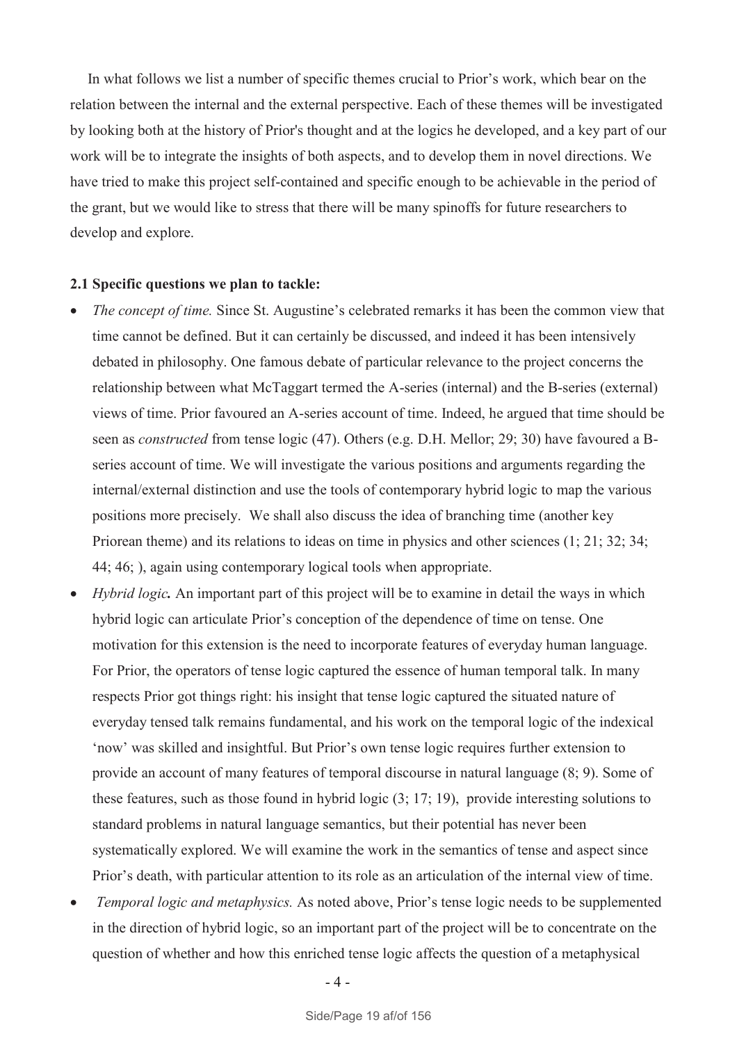In what follows we list a number of specific themes crucial to Prior's work, which bear on the relation between the internal and the external perspective. Each of these themes will be investigated by looking both at the history of Prior's thought and at the logics he developed, and a key part of our work will be to integrate the insights of both aspects, and to develop them in novel directions. We have tried to make this project self-contained and specific enough to be achievable in the period of the grant, but we would like to stress that there will be many spinoffs for future researchers to develop and explore.

**2.1 Specific questions we plan to tackle:**

- *The concept of time.* Since St. Augustine's celebrated remarks it has been the common view that time cannot be defined. But it can certainly be discussed, and indeed it has been intensively debated in philosophy. One famous debate of particular relevance to the project concerns the relationship between what McTaggart termed the A-series (internal) and the B-series (external) views of time. Prior favoured an A-series account of time. Indeed, he argued that time should be seen as *constructed* from tense logic (47). Others (e.g. D.H. Mellor; 29; 30) have favoured a B-series account of time. We will investigate the various positions and arguments regarding the internal/external distinction and use the tools of contemporary hybrid logic to map the various positions more precisely. We shall also discuss the idea of branching time (another key Priorean theme) and its relations to ideas on time in physics and other sciences (1; 21; 32; 34; 44; 46; ), again using contemporary logical tools when appropriate.
- *Hybrid logic****.*** An important part of this project will be to examine in detail the ways in which hybrid logic can articulate Prior's conception of the dependence of time on tense. One motivation for this extension is the need to incorporate features of everyday human language. For Prior, the operators of tense logic captured the essence of human temporal talk. In many respects Prior got things right: his insight that tense logic captured the situated nature of everyday tensed talk remains fundamental, and his work on the temporal logic of the indexical 'now' was skilled and insightful. But Prior's own tense logic requires further extension to provide an account of many features of temporal discourse in natural language (8; 9). Some of these features, such as those found in hybrid logic (3; 17; 19), provide interesting solutions to standard problems in natural language semantics, but their potential has never been systematically explored. We will examine the work in the semantics of tense and aspect since Prior's death, with particular attention to its role as an articulation of the internal view of time.
- *Temporal logic and metaphysics.* As noted above, Prior's tense logic needs to be supplemented in the direction of hybrid logic, so an important part of the project will be to concentrate on the question of whether and how this enriched tense logic affects the question of a metaphysical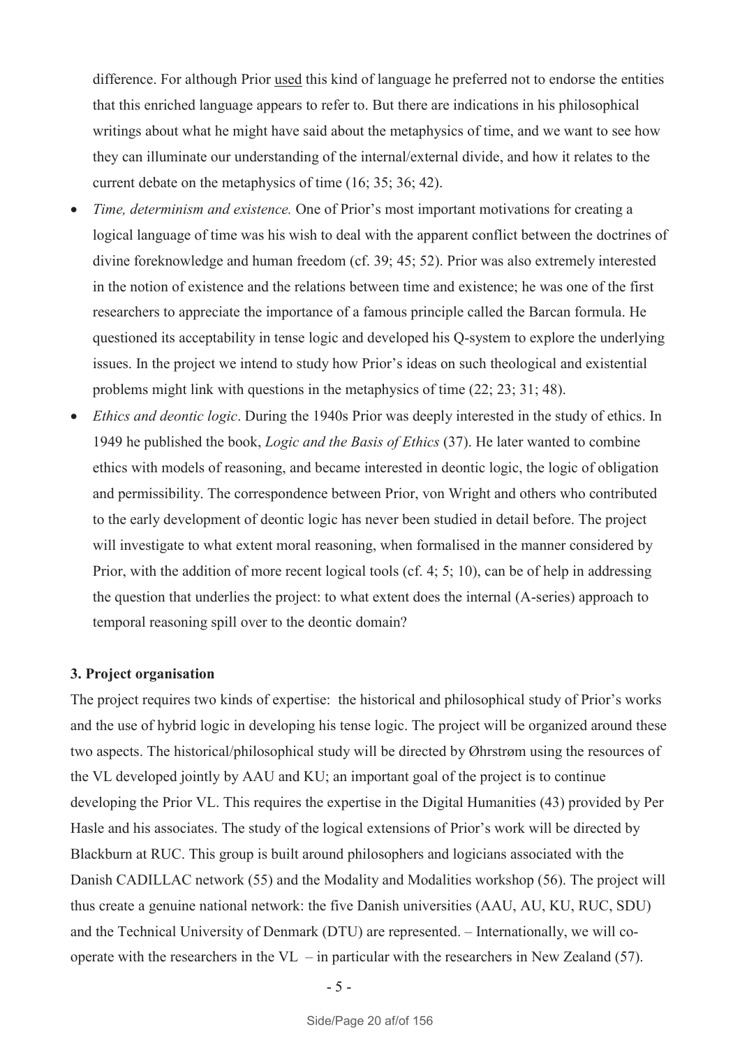difference. For although Prior used this kind of language he preferred not to endorse the entities that this enriched language appears to refer to. But there are indications in his philosophical writings about what he might have said about the metaphysics of time, and we want to see how they can illuminate our understanding of the internal/external divide, and how it relates to the current debate on the metaphysics of time (16; 35; 36; 42).

- *Time, determinism and existence.* One of Prior's most important motivations for creating a logical language of time was his wish to deal with the apparent conflict between the doctrines of divine foreknowledge and human freedom (cf. 39; 45; 52). Prior was also extremely interested in the notion of existence and the relations between time and existence; he was one of the first researchers to appreciate the importance of a famous principle called the Barcan formula. He questioned its acceptability in tense logic and developed his Q-system to explore the underlying issues. In the project we intend to study how Prior's ideas on such theological and existential problems might link with questions in the metaphysics of time (22; 23; 31; 48).
- *Ethics and deontic logic*. During the 1940s Prior was deeply interested in the study of ethics. In 1949 he published the book, *Logic and the Basis of Ethics* (37). He later wanted to combine ethics with models of reasoning, and became interested in deontic logic, the logic of obligation and permissibility. The correspondence between Prior, von Wright and others who contributed to the early development of deontic logic has never been studied in detail before. The project will investigate to what extent moral reasoning, when formalised in the manner considered by Prior, with the addition of more recent logical tools (cf. 4; 5; 10), can be of help in addressing the question that underlies the project: to what extent does the internal (A-series) approach to temporal reasoning spill over to the deontic domain?

### 3. Project organisation

The project requires two kinds of expertise: the historical and philosophical study of Prior's works and the use of hybrid logic in developing his tense logic. The project will be organized around these two aspects. The historical/philosophical study will be directed by Øhrstrøm using the resources of the VL developed jointly by AAU and KU; an important goal of the project is to continue developing the Prior VL. This requires the expertise in the Digital Humanities (43) provided by Per Hasle and his associates. The study of the logical extensions of Prior's work will be directed by Blackburn at RUC. This group is built around philosophers and logicians associated with the Danish CADILLAC network (55) and the Modality and Modalities workshop (56). The project will thus create a genuine national network: the five Danish universities (AAU, AU, KU, RUC, SDU) and the Technical University of Denmark (DTU) are represented. – Internationally, we will co-operate with the researchers in the VL – in particular with the researchers in New Zealand (57).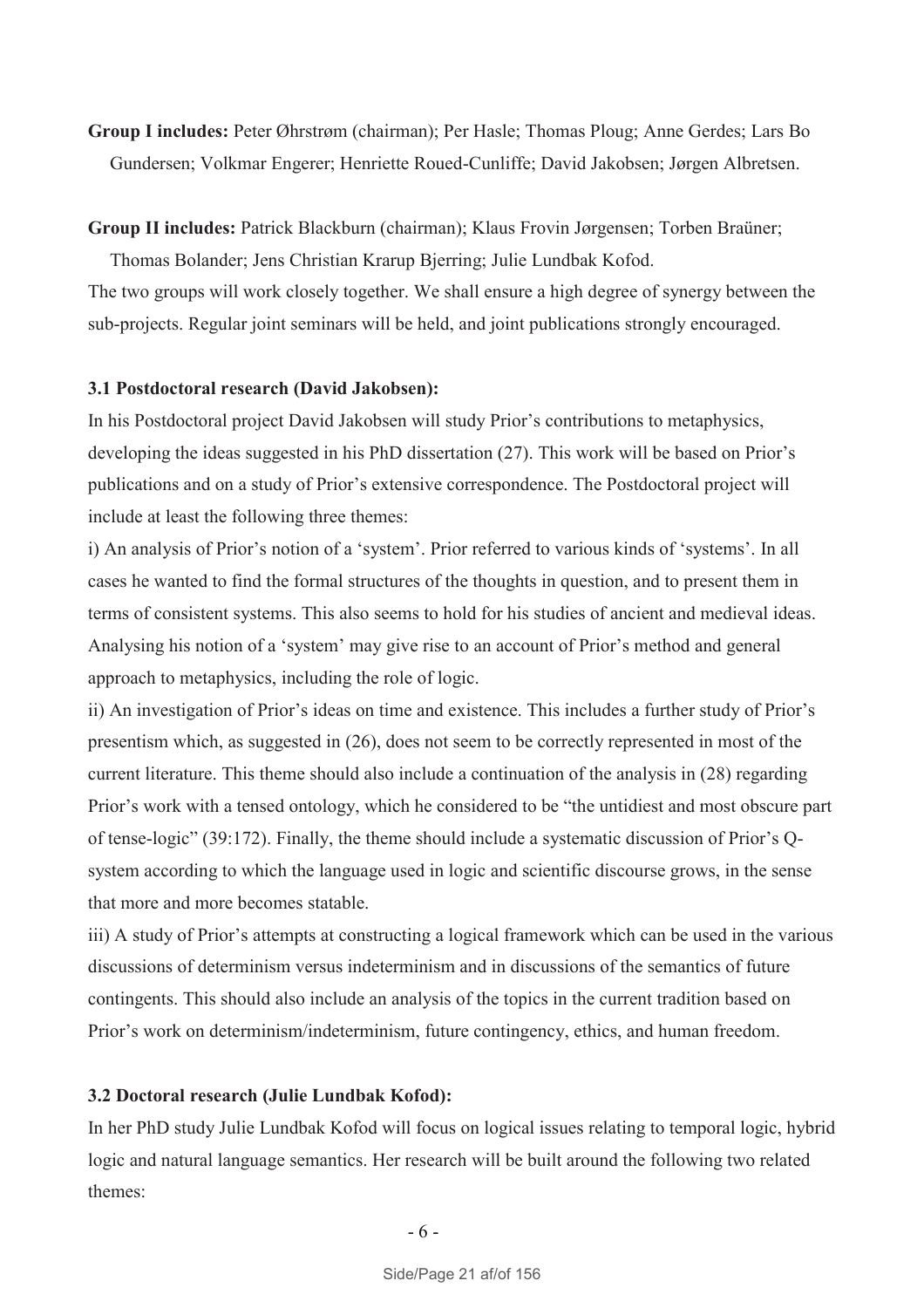**Group I includes:** Peter Øhrstrøm (chairman); Per Hasle; Thomas Ploug; Anne Gerdes; Lars Bo Gundersen; Volkmar Engerer; Henriette Roued-Cunliffe; David Jakobsen; Jørgen Albretsen.

**Group II includes:** Patrick Blackburn (chairman); Klaus Frovin Jørgensen; Torben Braüner; Thomas Bolander; Jens Christian Krarup Bjerring; Julie Lundbak Kofod.

The two groups will work closely together. We shall ensure a high degree of synergy between the sub-projects. Regular joint seminars will be held, and joint publications strongly encouraged.

### 3.1 Postdoctoral research (David Jakobsen):

In his Postdoctoral project David Jakobsen will study Prior's contributions to metaphysics, developing the ideas suggested in his PhD dissertation (27). This work will be based on Prior's publications and on a study of Prior's extensive correspondence. The Postdoctoral project will include at least the following three themes:

i) An analysis of Prior's notion of a 'system'. Prior referred to various kinds of 'systems'. In all cases he wanted to find the formal structures of the thoughts in question, and to present them in terms of consistent systems. This also seems to hold for his studies of ancient and medieval ideas. Analysing his notion of a 'system' may give rise to an account of Prior's method and general approach to metaphysics, including the role of logic.

ii) An investigation of Prior's ideas on time and existence. This includes a further study of Prior's presentism which, as suggested in (26), does not seem to be correctly represented in most of the current literature. This theme should also include a continuation of the analysis in (28) regarding Prior's work with a tensed ontology, which he considered to be "the untidiest and most obscure part of tense-logic" (39:172). Finally, the theme should include a systematic discussion of Prior's Q-system according to which the language used in logic and scientific discourse grows, in the sense that more and more becomes statable.

iii) A study of Prior's attempts at constructing a logical framework which can be used in the various discussions of determinism versus indeterminism and in discussions of the semantics of future contingents. This should also include an analysis of the topics in the current tradition based on Prior's work on determinism/indeterminism, future contingency, ethics, and human freedom.

### 3.2 Doctoral research (Julie Lundbak Kofod):

In her PhD study Julie Lundbak Kofod will focus on logical issues relating to temporal logic, hybrid logic and natural language semantics. Her research will be built around the following two related themes: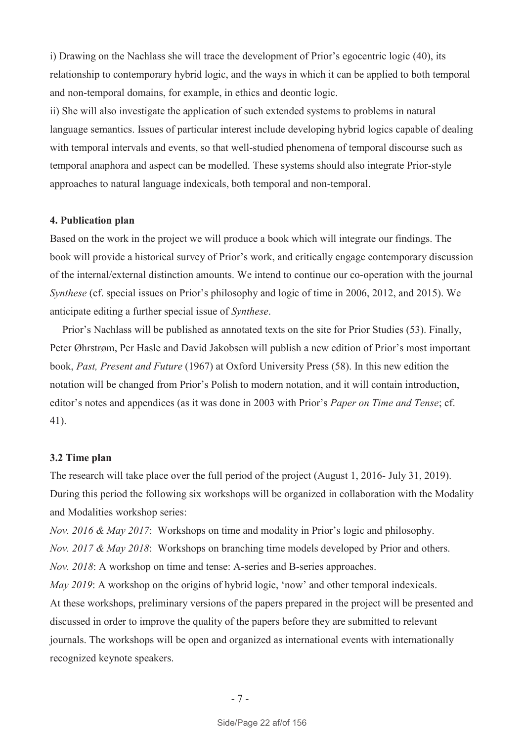i) Drawing on the Nachlass she will trace the development of Prior's egocentric logic (40), its relationship to contemporary hybrid logic, and the ways in which it can be applied to both temporal and non-temporal domains, for example, in ethics and deontic logic.

ii) She will also investigate the application of such extended systems to problems in natural language semantics. Issues of particular interest include developing hybrid logics capable of dealing with temporal intervals and events, so that well-studied phenomena of temporal discourse such as temporal anaphora and aspect can be modelled. These systems should also integrate Prior-style approaches to natural language indexicals, both temporal and non-temporal.

**4. Publication plan**

Based on the work in the project we will produce a book which will integrate our findings. The book will provide a historical survey of Prior's work, and critically engage contemporary discussion of the internal/external distinction amounts. We intend to continue our co-operation with the journal *Synthese* (cf. special issues on Prior's philosophy and logic of time in 2006, 2012, and 2015). We anticipate editing a further special issue of *Synthese*.

Prior's Nachlass will be published as annotated texts on the site for Prior Studies (53). Finally, Peter Øhrstrøm, Per Hasle and David Jakobsen will publish a new edition of Prior's most important book, *Past, Present and Future* (1967) at Oxford University Press (58). In this new edition the notation will be changed from Prior's Polish to modern notation, and it will contain introduction, editor's notes and appendices (as it was done in 2003 with Prior's *Paper on Time and Tense*; cf. 41).

**3.2 Time plan**

The research will take place over the full period of the project (August 1, 2016- July 31, 2019). During this period the following six workshops will be organized in collaboration with the Modality and Modalities workshop series:

*Nov. 2016 & May 2017*: Workshops on time and modality in Prior's logic and philosophy.
*Nov. 2017 & May 2018*: Workshops on branching time models developed by Prior and others.
*Nov. 2018*: A workshop on time and tense: A-series and B-series approaches.
*May 2019*: A workshop on the origins of hybrid logic, 'now' and other temporal indexicals.

At these workshops, preliminary versions of the papers prepared in the project will be presented and discussed in order to improve the quality of the papers before they are submitted to relevant journals. The workshops will be open and organized as international events with internationally recognized keynote speakers.